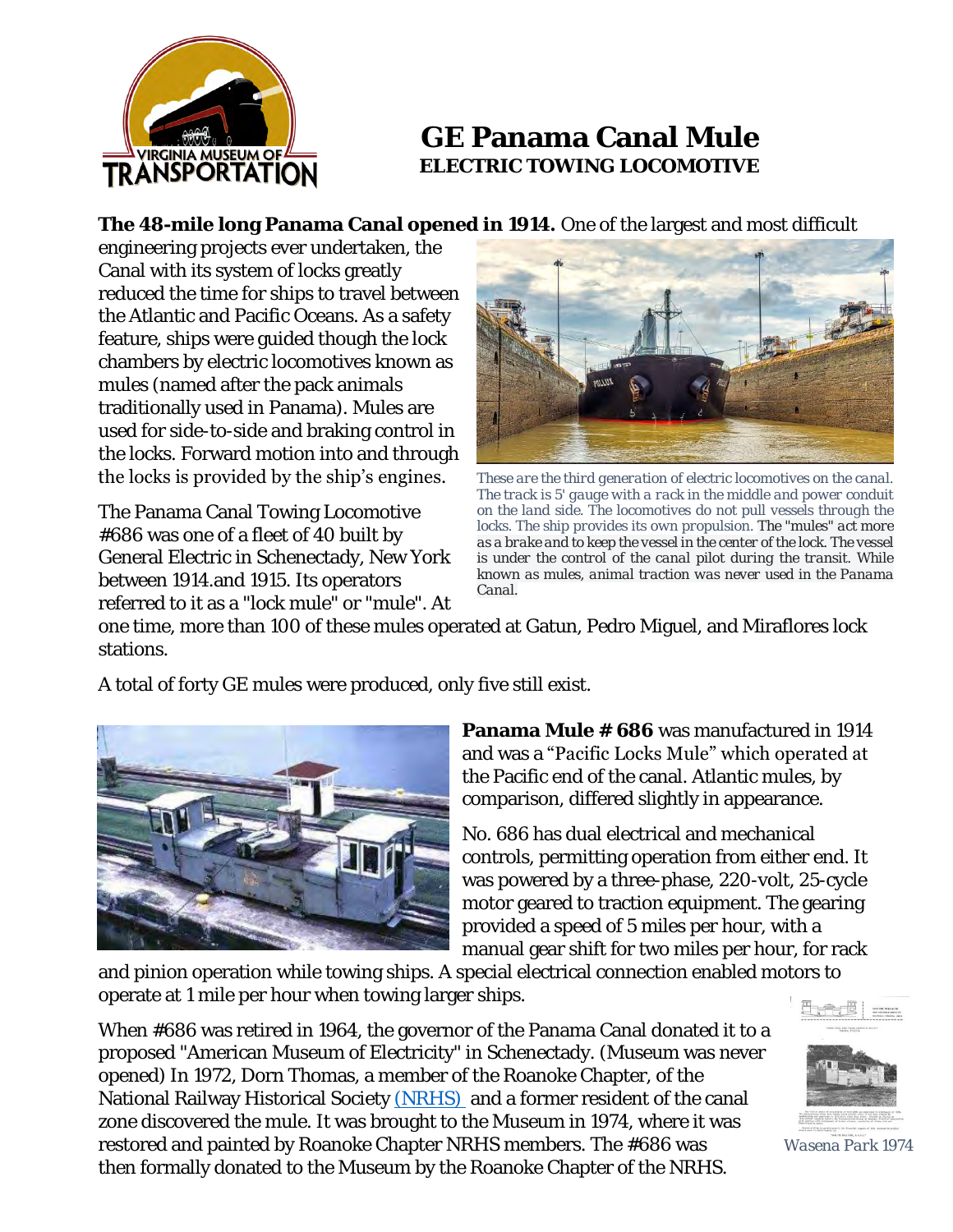# GE Panama Canal Mule

## ELECTRIC TOWING LOCOMOTIVE

**The 48-mile long Panama Canal opened in 1914.** One of the largest and most difficult engineering projects ever undertaken, the Canal with its system of locks greatly reduced the time for ships to travel between the Atlantic and Pacific Oceans. As a safety feature, ships were guided though the lock chambers by electric locomotives known as mules (named after the pack animals traditionally used in Panama). Mules are used for side-to-side and braking control in the locks. Forward motion into and through the locks is provided by the ship's engines.

*These are the third generation of electric locomotives on the canal. The track is 5' gauge with a rack in the middle and power conduit on the land side. The locomotives do not pull vessels through the locks. The ship provides its own propulsion. The "mules" act more as a brake and to keep the vessel in the center of the lock. The vessel is under the control of the canal pilot during the transit. While known as mules, animal traction was never used in the Panama Canal.*

The Panama Canal Towing Locomotive #686 was one of a fleet of 40 built by General Electric in Schenectady, New York between 1914.and 1915. Its operators referred to it as a "lock mule" or "mule". At one time, more than 100 of these mules operated at Gatun, Pedro Miguel, and Miraflores lock stations.

A total of forty GE mules were produced, only five still exist.

**Panama Mule # 686** was manufactured in 1914 and was a "Pacific Locks Mule" which operated at the Pacific end of the canal. Atlantic mules, by comparison, differed slightly in appearance.

No. 686 has dual electrical and mechanical controls, permitting operation from either end. It was powered by a three-phase, 220-volt, 25-cycle motor geared to traction equipment. The gearing provided a speed of 5 miles per hour, with a manual gear shift for two miles per hour, for rack and pinion operation while towing ships. A special electrical connection enabled motors to operate at 1 mile per hour when towing larger ships.

When #686 was retired in 1964, the governor of the Panama Canal donated it to a proposed "American Museum of Electricity" in Schenectady. (Museum was never opened) In 1972, Dorn Thomas, a member of the Roanoke Chapter, of the National Railway Historical Society [(NRHS)](NRHS) and a former resident of the canal zone discovered the mule. It was brought to the Museum in 1974, where it was restored and painted by Roanoke Chapter NRHS members. The #686 was then formally donated to the Museum by the Roanoke Chapter of the NRHS.

*Wasena Park 1974*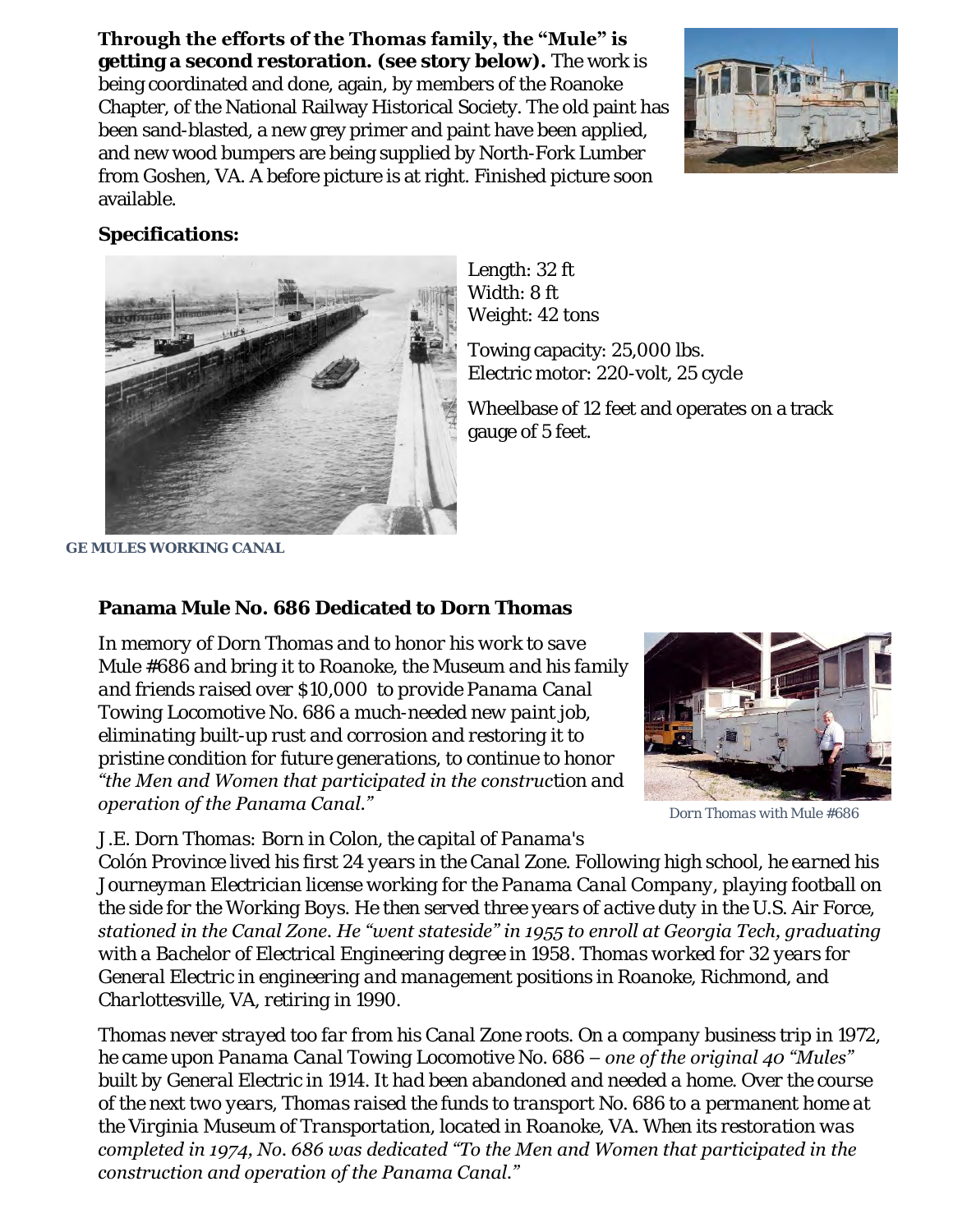**Through the efforts of the Thomas family, the "Mule" is getting a second restoration. (see story below).** The work is being coordinated and done, again, by members of the Roanoke Chapter, of the National Railway Historical Society. The old paint has been sand-blasted, a new grey primer and paint have been applied, and new wood bumpers are being supplied by North-Fork Lumber from Goshen, VA. A before picture is at right. Finished picture soon available.

**Specifications:**

Length: 32 ft
Width: 8 ft
Weight: 42 tons

Towing capacity: 25,000 lbs.
Electric motor: 220-volt, 25 cycle

Wheelbase of 12 feet and operates on a track gauge of 5 feet.

GE MULES WORKING CANAL

## Panama Mule No. 686 Dedicated to Dorn Thomas

*In memory of Dorn Thomas and to honor his work to save Mule #686 and bring it to Roanoke, the Museum and his family and friends raised over $10,000 to provide Panama Canal Towing Locomotive No. 686 a much-needed new paint job, eliminating built-up rust and corrosion and restoring it to pristine condition for future generations, to continue to honor "the Men and Women that participated in the construction and operation of the Panama Canal."*

Dorn Thomas with Mule #686

*J.E. Dorn Thomas: Born in Colon, the capital of Panama's Colón Province lived his first 24 years in the Canal Zone. Following high school, he earned his Journeyman Electrician license working for the Panama Canal Company, playing football on the side for the Working Boys. He then served three years of active duty in the U.S. Air Force, stationed in the Canal Zone. He "went stateside" in 1955 to enroll at Georgia Tech, graduating with a Bachelor of Electrical Engineering degree in 1958. Thomas worked for 32 years for General Electric in engineering and management positions in Roanoke, Richmond, and Charlottesville, VA, retiring in 1990.*

*Thomas never strayed too far from his Canal Zone roots. On a company business trip in 1972, he came upon Panama Canal Towing Locomotive No. 686 – one of the original 40 "Mules" built by General Electric in 1914. It had been abandoned and needed a home. Over the course of the next two years, Thomas raised the funds to transport No. 686 to a permanent home at the Virginia Museum of Transportation, located in Roanoke, VA. When its restoration was completed in 1974, No. 686 was dedicated "To the Men and Women that participated in the construction and operation of the Panama Canal."*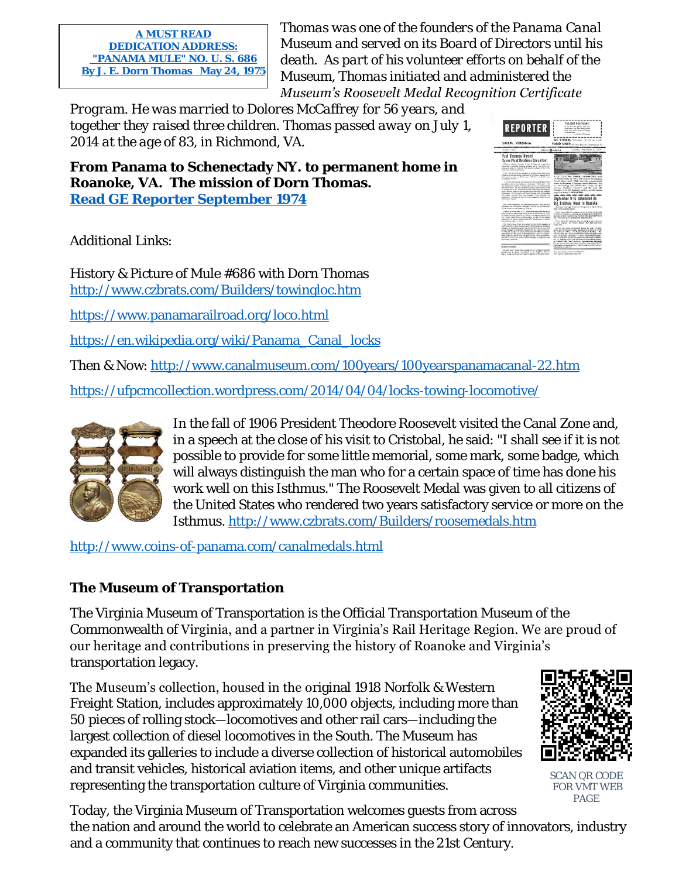**A MUST READ DEDICATION ADDRESS: "PANAMA MULE" NO. U. S. 686 By J. E. Dorn Thomas May 24, 1975**

*Thomas was one of the founders of the Panama Canal Museum and served on its Board of Directors until his death. As part of his volunteer efforts on behalf of the Museum, Thomas initiated and administered the Museum's Roosevelt Medal Recognition Certificate Program. He was married to Dolores McCaffrey for 56 years, and together they raised three children. Thomas passed away on July 1, 2014 at the age of 83, in Richmond, VA.*

**From Panama to Schenectady NY. to permanent home in Roanoke, VA. The mission of Dorn Thomas.**
**Read GE Reporter September 1974**

Additional Links:

History & Picture of Mule #686 with Dorn Thomas
http://www.czbrats.com/Builders/towingloc.htm

https://www.panamarailroad.org/loco.html

https://en.wikipedia.org/wiki/Panama_Canal_locks

Then & Now: http://www.canalmuseum.com/100years/100yearspanamacanal-22.htm

https://ufpcmcollection.wordpress.com/2014/04/04/locks-towing-locomotive/

In the fall of 1906 President Theodore Roosevelt visited the Canal Zone and, in a speech at the close of his visit to Cristobal, he said: "I shall see if it is not possible to provide for some little memorial, some mark, some badge, which will always distinguish the man who for a certain space of time has done his work well on this Isthmus." The Roosevelt Medal was given to all citizens of the United States who rendered two years satisfactory service or more on the Isthmus. http://www.czbrats.com/Builders/roosemedals.htm

http://www.coins-of-panama.com/canalmedals.html

**The Museum of Transportation**

The Virginia Museum of Transportation is the Official Transportation Museum of the Commonwealth of Virginia, and a partner in Virginia's Rail Heritage Region. We are proud of our heritage and contributions in preserving the history of Roanoke and Virginia's transportation legacy.

The Museum's collection, housed in the original 1918 Norfolk & Western Freight Station, includes approximately 10,000 objects, including more than 50 pieces of rolling stock—locomotives and other rail cars—including the largest collection of diesel locomotives in the South. The Museum has expanded its galleries to include a diverse collection of historical automobiles and transit vehicles, historical aviation items, and other unique artifacts representing the transportation culture of Virginia communities.

SCAN QR CODE FOR VMT WEB PAGE

Today, the Virginia Museum of Transportation welcomes guests from across the nation and around the world to celebrate an American success story of innovators, industry and a community that continues to reach new successes in the 21st Century.